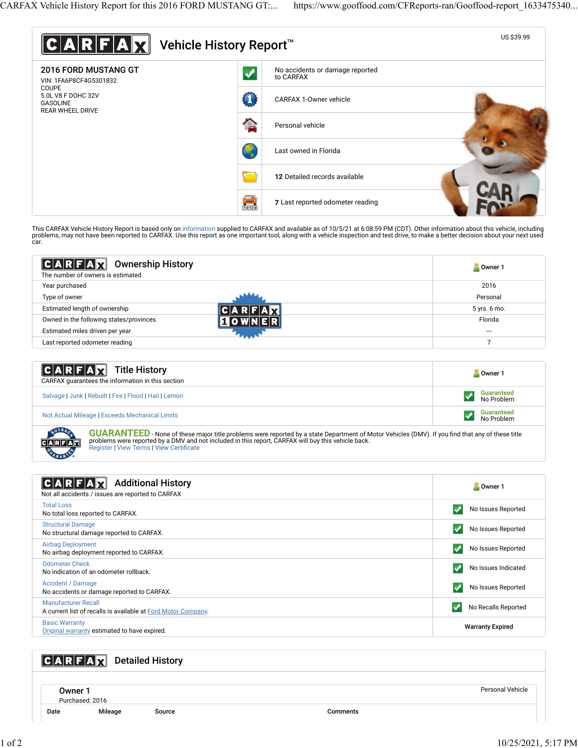# CARFAX Vehicle History Report™

US $39.99

## 2016 FORD MUSTANG GT

VIN: 1FA6P8CF4G5301832
COUPE
5.0L V8 F DOHC 32V
GASOLINE
REAR WHEEL DRIVE

- No accidents or damage reported to CARFAX
- CARFAX 1-Owner vehicle
- Personal vehicle
- Last owned in Florida
- **12** Detailed records available
- **7** Last reported odometer reading

This CARFAX Vehicle History Report is based only on information supplied to CARFAX and available as of 10/5/21 at 6:08:59 PM (CDT). Other information about this vehicle, including problems, may not have been reported to CARFAX. Use this report as one important tool, along with a vehicle inspection and test drive, to make a better decision about your next used car.

## Ownership History

The number of owners is estimated

| | Owner 1 |
|---|---|
| Year purchased | 2016 |
| Type of owner | Personal |
| Estimated length of ownership | 5 yrs. 6 mo. |
| Owned in the following states/provinces | Florida |
| Estimated miles driven per year | --- |
| Last reported odometer reading | 7 |

## Title History

CARFAX guarantees the information in this section

| | Owner 1 |
|---|---|
| Salvage \| Junk \| Rebuilt \| Fire \| Flood \| Hail \| Lemon | Guaranteed No Problem |
| Not Actual Mileage \| Exceeds Mechanical Limits | Guaranteed No Problem |

**GUARANTEED** - None of these major title problems were reported by a state Department of Motor Vehicles (DMV). If you find that any of these title problems were reported by a DMV and not included in this report, CARFAX will buy this vehicle back.
Register | View Terms | View Certificate

## Additional History

Not all accidents / issues are reported to CARFAX

| | Owner 1 |
|---|---|
| Total Loss<br>No total loss reported to CARFAX. | No Issues Reported |
| Structural Damage<br>No structural damage reported to CARFAX. | No Issues Reported |
| Airbag Deployment<br>No airbag deployment reported to CARFAX. | No Issues Reported |
| Odometer Check<br>No indication of an odometer rollback. | No Issues Indicated |
| Accident / Damage<br>No accidents or damage reported to CARFAX. | No Issues Reported |
| Manufacturer Recall<br>A current list of recalls is available at Ford Motor Company. | No Recalls Reported |
| Basic Warranty<br>Original warranty estimated to have expired. | Warranty Expired |

## Detailed History

### Owner 1

Purchased: 2016

Personal Vehicle

| Date | Mileage | Source | Comments |
|---|---|---|---|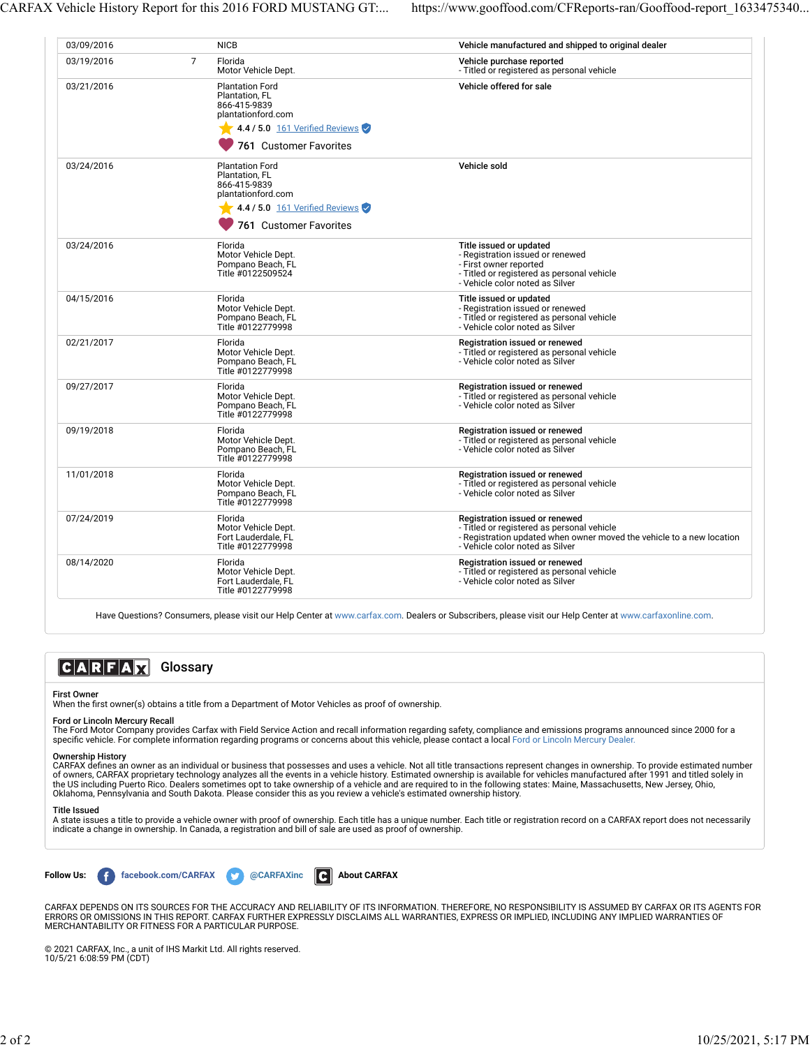| | | | |
|---|---|---|---|
| 03/09/2016 | | NICB | **Vehicle manufactured and shipped to original dealer** |
| 03/19/2016 | 7 | Florida<br>Motor Vehicle Dept. | **Vehicle purchase reported**<br>- Titled or registered as personal vehicle |
| 03/21/2016 | | Plantation Ford<br>Plantation, FL<br>866-415-9839<br>plantationford.com<br>4.4 / 5.0 161 Verified Reviews<br>761 Customer Favorites | **Vehicle offered for sale** |
| 03/24/2016 | | Plantation Ford<br>Plantation, FL<br>866-415-9839<br>plantationford.com<br>4.4 / 5.0 161 Verified Reviews<br>761 Customer Favorites | **Vehicle sold** |
| 03/24/2016 | | Florida<br>Motor Vehicle Dept.<br>Pompano Beach, FL<br>Title #0122509524 | **Title issued or updated**<br>- Registration issued or renewed<br>- First owner reported<br>- Titled or registered as personal vehicle<br>- Vehicle color noted as Silver |
| 04/15/2016 | | Florida<br>Motor Vehicle Dept.<br>Pompano Beach, FL<br>Title #0122779998 | **Title issued or updated**<br>- Registration issued or renewed<br>- Titled or registered as personal vehicle<br>- Vehicle color noted as Silver |
| 02/21/2017 | | Florida<br>Motor Vehicle Dept.<br>Pompano Beach, FL<br>Title #0122779998 | **Registration issued or renewed**<br>- Titled or registered as personal vehicle<br>- Vehicle color noted as Silver |
| 09/27/2017 | | Florida<br>Motor Vehicle Dept.<br>Pompano Beach, FL<br>Title #0122779998 | **Registration issued or renewed**<br>- Titled or registered as personal vehicle<br>- Vehicle color noted as Silver |
| 09/19/2018 | | Florida<br>Motor Vehicle Dept.<br>Pompano Beach, FL<br>Title #0122779998 | **Registration issued or renewed**<br>- Titled or registered as personal vehicle<br>- Vehicle color noted as Silver |
| 11/01/2018 | | Florida<br>Motor Vehicle Dept.<br>Pompano Beach, FL<br>Title #0122779998 | **Registration issued or renewed**<br>- Titled or registered as personal vehicle<br>- Vehicle color noted as Silver |
| 07/24/2019 | | Florida<br>Motor Vehicle Dept.<br>Fort Lauderdale, FL<br>Title #0122779998 | **Registration issued or renewed**<br>- Titled or registered as personal vehicle<br>- Registration updated when owner moved the vehicle to a new location<br>- Vehicle color noted as Silver |
| 08/14/2020 | | Florida<br>Motor Vehicle Dept.<br>Fort Lauderdale, FL<br>Title #0122779998 | **Registration issued or renewed**<br>- Titled or registered as personal vehicle<br>- Vehicle color noted as Silver |

Have Questions? Consumers, please visit our Help Center at www.carfax.com. Dealers or Subscribers, please visit our Help Center at www.carfaxonline.com.

## CARFAX Glossary

**First Owner**
When the first owner(s) obtains a title from a Department of Motor Vehicles as proof of ownership.

**Ford or Lincoln Mercury Recall**
The Ford Motor Company provides Carfax with Field Service Action and recall information regarding safety, compliance and emissions programs announced since 2000 for a specific vehicle. For complete information regarding programs or concerns about this vehicle, please contact a local Ford or Lincoln Mercury Dealer.

**Ownership History**
CARFAX defines an owner as an individual or business that possesses and uses a vehicle. Not all title transactions represent changes in ownership. To provide estimated number of owners, CARFAX proprietary technology analyzes all the events in a vehicle history. Estimated ownership is available for vehicles manufactured after 1991 and titled solely in the US including Puerto Rico. Dealers sometimes opt to take ownership of a vehicle and are required to in the following states: Maine, Massachusetts, New Jersey, Ohio, Oklahoma, Pennsylvania and South Dakota. Please consider this as you review a vehicle's estimated ownership history.

**Title Issued**
A state issues a title to provide a vehicle owner with proof of ownership. Each title has a unique number. Each title or registration record on a CARFAX report does not necessarily indicate a change in ownership. In Canada, a registration and bill of sale are used as proof of ownership.

**Follow Us:** facebook.com/CARFAX @CARFAXinc About CARFAX

CARFAX DEPENDS ON ITS SOURCES FOR THE ACCURACY AND RELIABILITY OF ITS INFORMATION. THEREFORE, NO RESPONSIBILITY IS ASSUMED BY CARFAX OR ITS AGENTS FOR ERRORS OR OMISSIONS IN THIS REPORT. CARFAX FURTHER EXPRESSLY DISCLAIMS ALL WARRANTIES, EXPRESS OR IMPLIED, INCLUDING ANY IMPLIED WARRANTIES OF MERCHANTABILITY OR FITNESS FOR A PARTICULAR PURPOSE.

© 2021 CARFAX, Inc., a unit of IHS Markit Ltd. All rights reserved.
10/5/21 6:08:59 PM (CDT)